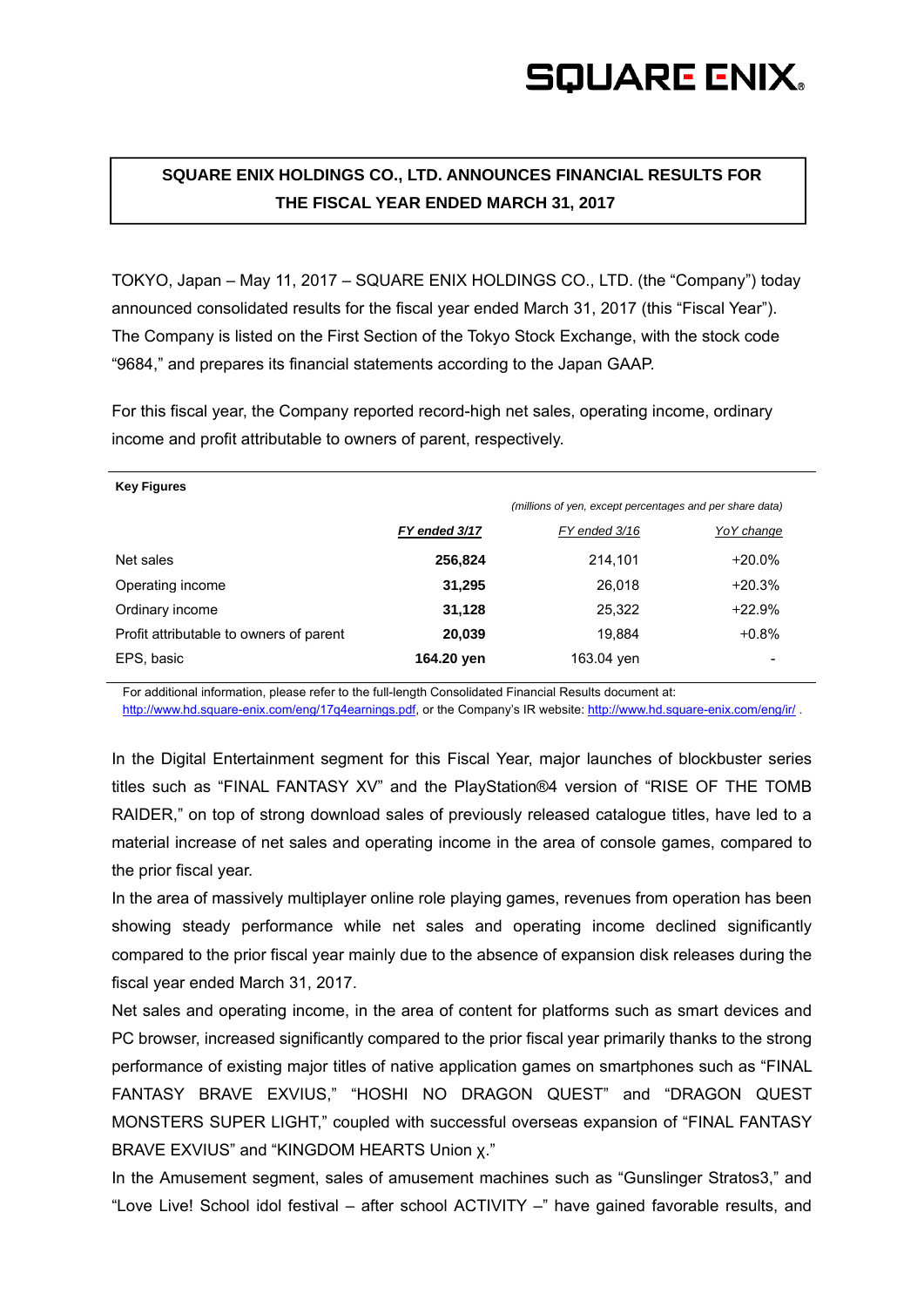**SQUARE ENIX**

## SQUARE ENIX HOLDINGS CO., LTD. ANNOUNCES FINANCIAL RESULTS FOR THE FISCAL YEAR ENDED MARCH 31, 2017

TOKYO, Japan – May 11, 2017 – SQUARE ENIX HOLDINGS CO., LTD. (the "Company") today announced consolidated results for the fiscal year ended March 31, 2017 (this "Fiscal Year"). The Company is listed on the First Section of the Tokyo Stock Exchange, with the stock code "9684," and prepares its financial statements according to the Japan GAAP.

For this fiscal year, the Company reported record-high net sales, operating income, ordinary income and profit attributable to owners of parent, respectively.

**Key Figures**

*(millions of yen, except percentages and per share data)*

| | ***FY ended 3/17*** | *FY ended 3/16* | *YoY change* |
|---|---|---|---|
| Net sales | **256,824** | 214,101 | +20.0% |
| Operating income | **31,295** | 26,018 | +20.3% |
| Ordinary income | **31,128** | 25,322 | +22.9% |
| Profit attributable to owners of parent | **20,039** | 19,884 | +0.8% |
| EPS, basic | **164.20 yen** | 163.04 yen | - |

For additional information, please refer to the full-length Consolidated Financial Results document at: http://www.hd.square-enix.com/eng/17q4earnings.pdf, or the Company's IR website: http://www.hd.square-enix.com/eng/ir/ .

In the Digital Entertainment segment for this Fiscal Year, major launches of blockbuster series titles such as "FINAL FANTASY XV" and the PlayStation®4 version of "RISE OF THE TOMB RAIDER," on top of strong download sales of previously released catalogue titles, have led to a material increase of net sales and operating income in the area of console games, compared to the prior fiscal year.

In the area of massively multiplayer online role playing games, revenues from operation has been showing steady performance while net sales and operating income declined significantly compared to the prior fiscal year mainly due to the absence of expansion disk releases during the fiscal year ended March 31, 2017.

Net sales and operating income, in the area of content for platforms such as smart devices and PC browser, increased significantly compared to the prior fiscal year primarily thanks to the strong performance of existing major titles of native application games on smartphones such as "FINAL FANTASY BRAVE EXVIUS," "HOSHI NO DRAGON QUEST" and "DRAGON QUEST MONSTERS SUPER LIGHT," coupled with successful overseas expansion of "FINAL FANTASY BRAVE EXVIUS" and "KINGDOM HEARTS Union χ."

In the Amusement segment, sales of amusement machines such as "Gunslinger Stratos3," and "Love Live! School idol festival – after school ACTIVITY –" have gained favorable results, and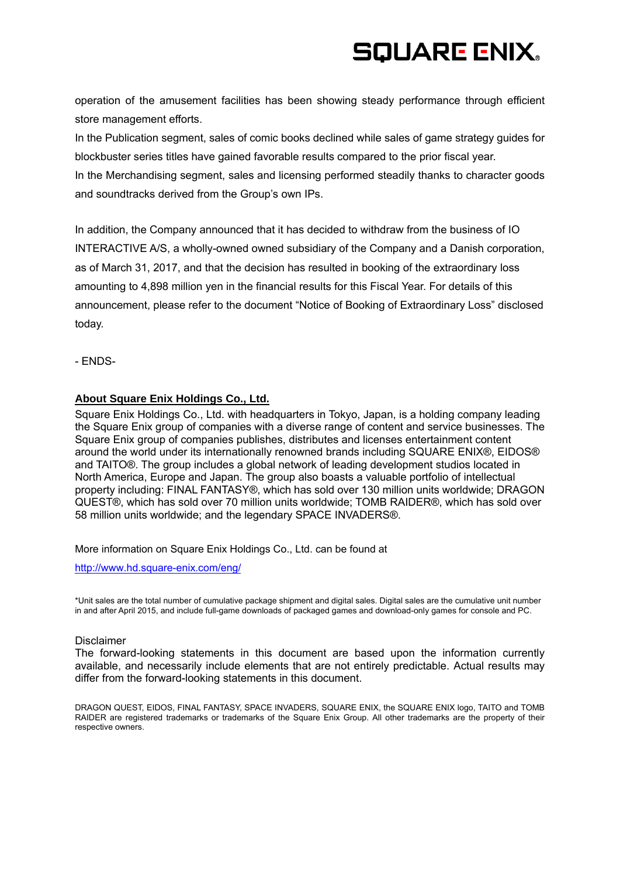operation of the amusement facilities has been showing steady performance through efficient store management efforts.

In the Publication segment, sales of comic books declined while sales of game strategy guides for blockbuster series titles have gained favorable results compared to the prior fiscal year.

In the Merchandising segment, sales and licensing performed steadily thanks to character goods and soundtracks derived from the Group's own IPs.

In addition, the Company announced that it has decided to withdraw from the business of IO INTERACTIVE A/S, a wholly-owned owned subsidiary of the Company and a Danish corporation, as of March 31, 2017, and that the decision has resulted in booking of the extraordinary loss amounting to 4,898 million yen in the financial results for this Fiscal Year. For details of this announcement, please refer to the document "Notice of Booking of Extraordinary Loss" disclosed today.

- ENDS-

**About Square Enix Holdings Co., Ltd.**

Square Enix Holdings Co., Ltd. with headquarters in Tokyo, Japan, is a holding company leading the Square Enix group of companies with a diverse range of content and service businesses. The Square Enix group of companies publishes, distributes and licenses entertainment content around the world under its internationally renowned brands including SQUARE ENIX®, EIDOS® and TAITO®. The group includes a global network of leading development studios located in North America, Europe and Japan. The group also boasts a valuable portfolio of intellectual property including: FINAL FANTASY®, which has sold over 130 million units worldwide; DRAGON QUEST®, which has sold over 70 million units worldwide; TOMB RAIDER®, which has sold over 58 million units worldwide; and the legendary SPACE INVADERS®.

More information on Square Enix Holdings Co., Ltd. can be found at

http://www.hd.square-enix.com/eng/

*Unit sales are the total number of cumulative package shipment and digital sales. Digital sales are the cumulative unit number in and after April 2015, and include full-game downloads of packaged games and download-only games for console and PC.

Disclaimer

The forward-looking statements in this document are based upon the information currently available, and necessarily include elements that are not entirely predictable. Actual results may differ from the forward-looking statements in this document.

DRAGON QUEST, EIDOS, FINAL FANTASY, SPACE INVADERS, SQUARE ENIX, the SQUARE ENIX logo, TAITO and TOMB RAIDER are registered trademarks or trademarks of the Square Enix Group. All other trademarks are the property of their respective owners.